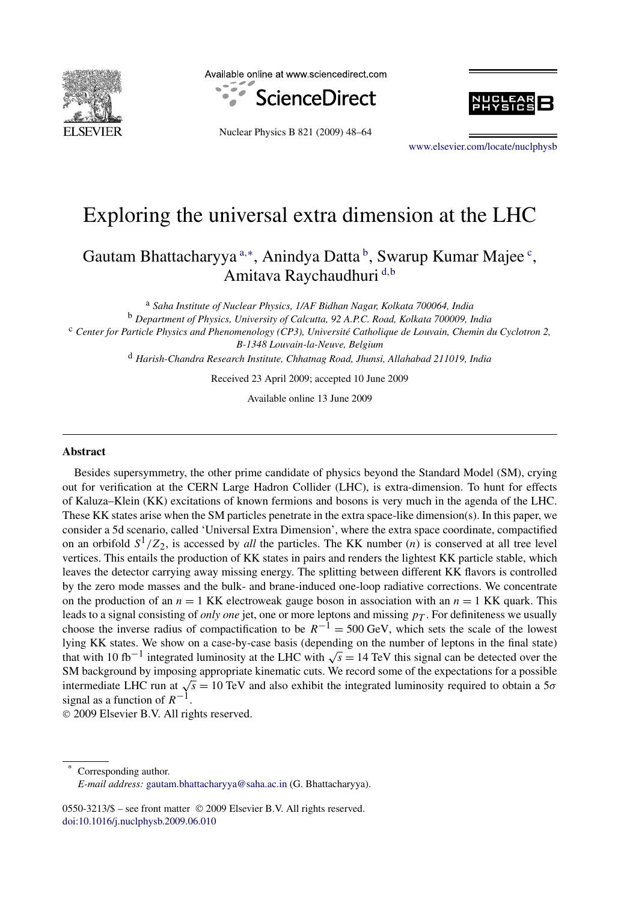# Exploring the universal extra dimension at the LHC

Gautam Bhattacharyya [a,*], Anindya Datta [b], Swarup Kumar Majee [c], Amitava Raychaudhuri [d,b]

[a] *Saha Institute of Nuclear Physics, 1/AF Bidhan Nagar, Kolkata 700064, India*

[b] *Department of Physics, University of Calcutta, 92 A.P.C. Road, Kolkata 700009, India*

[c] *Center for Particle Physics and Phenomenology (CP3), Université Catholique de Louvain, Chemin du Cyclotron 2, B-1348 Louvain-la-Neuve, Belgium*

[d] *Harish-Chandra Research Institute, Chhatnag Road, Jhunsi, Allahabad 211019, India*

Received 23 April 2009; accepted 10 June 2009

Available online 13 June 2009

## Abstract

Besides supersymmetry, the other prime candidate of physics beyond the Standard Model (SM), crying out for verification at the CERN Large Hadron Collider (LHC), is extra-dimension. To hunt for effects of Kaluza–Klein (KK) excitations of known fermions and bosons is very much in the agenda of the LHC. These KK states arise when the SM particles penetrate in the extra space-like dimension(s). In this paper, we consider a 5d scenario, called 'Universal Extra Dimension', where the extra space coordinate, compactified on an orbifold $S^1/Z_2$, is accessed by *all* the particles. The KK number ($n$) is conserved at all tree level vertices. This entails the production of KK states in pairs and renders the lightest KK particle stable, which leaves the detector carrying away missing energy. The splitting between different KK flavors is controlled by the zero mode masses and the bulk- and brane-induced one-loop radiative corrections. We concentrate on the production of an $n = 1$ KK electroweak gauge boson in association with an $n = 1$ KK quark. This leads to a signal consisting of *only one* jet, one or more leptons and missing $p_T$. For definiteness we usually choose the inverse radius of compactification to be $R^{-1} = 500$ GeV, which sets the scale of the lowest lying KK states. We show on a case-by-case basis (depending on the number of leptons in the final state) that with 10 fb$^{-1}$ integrated luminosity at the LHC with $\sqrt{s} = 14$ TeV this signal can be detected over the SM background by imposing appropriate kinematic cuts. We record some of the expectations for a possible intermediate LHC run at $\sqrt{s} = 10$ TeV and also exhibit the integrated luminosity required to obtain a $5\sigma$ signal as a function of $R^{-1}$.

© 2009 Elsevier B.V. All rights reserved.

---

\* Corresponding author.
*E-mail address:* gautam.bhattacharyya@saha.ac.in (G. Bhattacharyya).

0550-3213/$ – see front matter © 2009 Elsevier B.V. All rights reserved.
doi:10.1016/j.nuclphysb.2009.06.010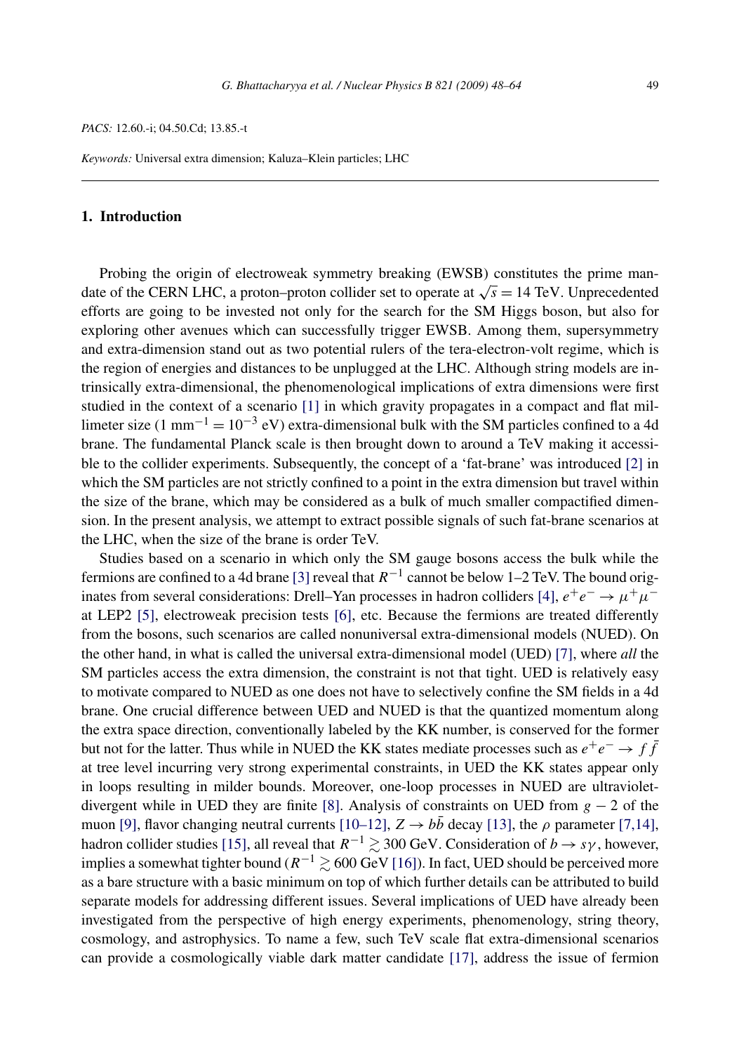*PACS:* 12.60.-i; 04.50.Cd; 13.85.-t

*Keywords:* Universal extra dimension; Kaluza–Klein particles; LHC

## 1. Introduction

Probing the origin of electroweak symmetry breaking (EWSB) constitutes the prime mandate of the CERN LHC, a proton–proton collider set to operate at $\sqrt{s} = 14$ TeV. Unprecedented efforts are going to be invested not only for the search for the SM Higgs boson, but also for exploring other avenues which can successfully trigger EWSB. Among them, supersymmetry and extra-dimension stand out as two potential rulers of the tera-electron-volt regime, which is the region of energies and distances to be unplugged at the LHC. Although string models are intrinsically extra-dimensional, the phenomenological implications of extra dimensions were first studied in the context of a scenario [1] in which gravity propagates in a compact and flat millimeter size ($1\ \mathrm{mm}^{-1} = 10^{-3}$ eV) extra-dimensional bulk with the SM particles confined to a 4d brane. The fundamental Planck scale is then brought down to around a TeV making it accessible to the collider experiments. Subsequently, the concept of a 'fat-brane' was introduced [2] in which the SM particles are not strictly confined to a point in the extra dimension but travel within the size of the brane, which may be considered as a bulk of much smaller compactified dimension. In the present analysis, we attempt to extract possible signals of such fat-brane scenarios at the LHC, when the size of the brane is order TeV.

Studies based on a scenario in which only the SM gauge bosons access the bulk while the fermions are confined to a 4d brane [3] reveal that $R^{-1}$ cannot be below 1–2 TeV. The bound originates from several considerations: Drell–Yan processes in hadron colliders [4], $e^+e^- \to \mu^+\mu^-$ at LEP2 [5], electroweak precision tests [6], etc. Because the fermions are treated differently from the bosons, such scenarios are called nonuniversal extra-dimensional models (NUED). On the other hand, in what is called the universal extra-dimensional model (UED) [7], where *all* the SM particles access the extra dimension, the constraint is not that tight. UED is relatively easy to motivate compared to NUED as one does not have to selectively confine the SM fields in a 4d brane. One crucial difference between UED and NUED is that the quantized momentum along the extra space direction, conventionally labeled by the KK number, is conserved for the former but not for the latter. Thus while in NUED the KK states mediate processes such as $e^+e^- \to f\bar{f}$ at tree level incurring very strong experimental constraints, in UED the KK states appear only in loops resulting in milder bounds. Moreover, one-loop processes in NUED are ultraviolet-divergent while in UED they are finite [8]. Analysis of constraints on UED from $g-2$ of the muon [9], flavor changing neutral currents [10–12], $Z \to b\bar{b}$ decay [13], the $\rho$ parameter [7,14], hadron collider studies [15], all reveal that $R^{-1} \gtrsim 300$ GeV. Consideration of $b \to s\gamma$, however, implies a somewhat tighter bound ($R^{-1} \gtrsim 600$ GeV [16]). In fact, UED should be perceived more as a bare structure with a basic minimum on top of which further details can be attributed to build separate models for addressing different issues. Several implications of UED have already been investigated from the perspective of high energy experiments, phenomenology, string theory, cosmology, and astrophysics. To name a few, such TeV scale flat extra-dimensional scenarios can provide a cosmologically viable dark matter candidate [17], address the issue of fermion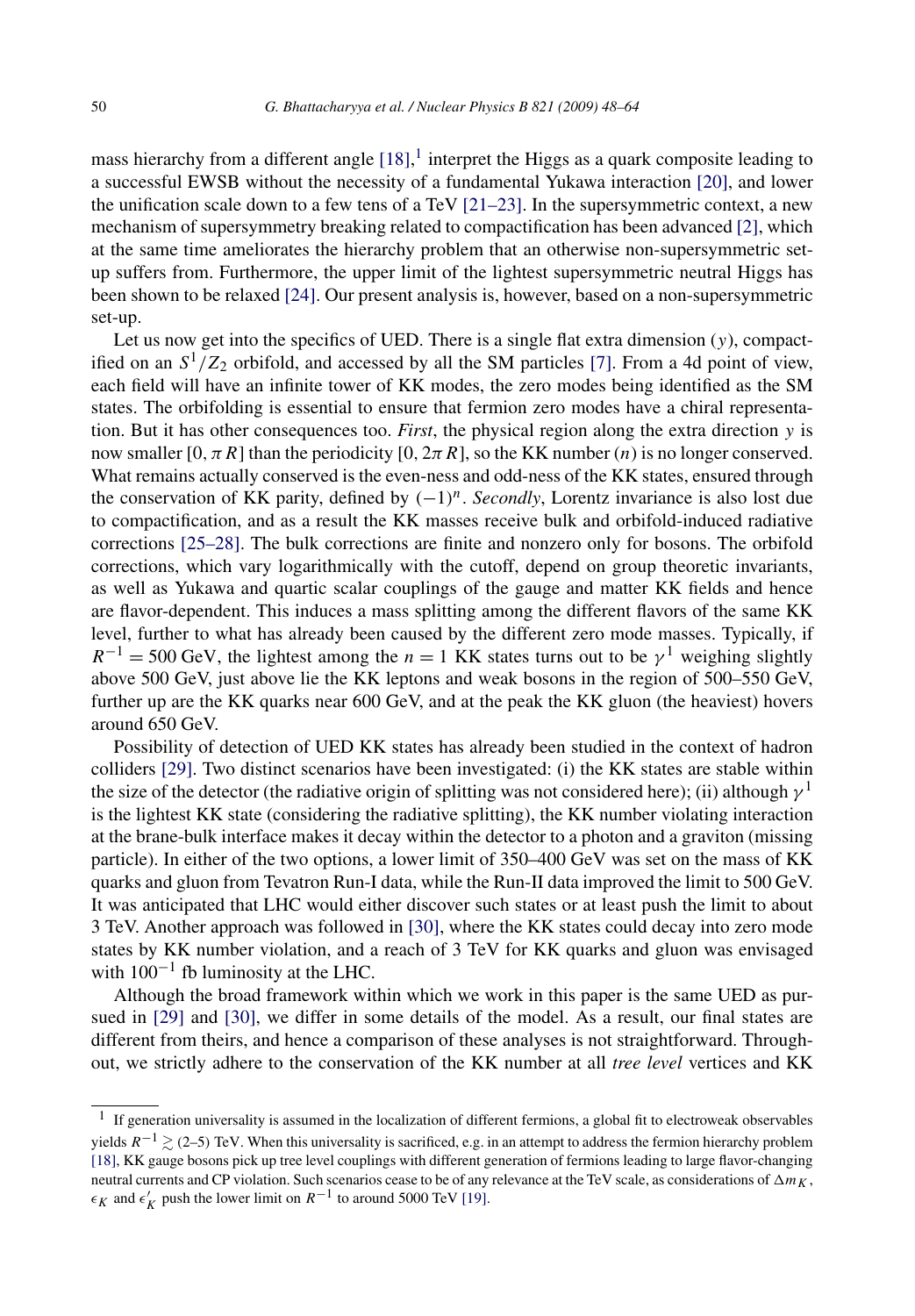mass hierarchy from a different angle [18],[1] interpret the Higgs as a quark composite leading to a successful EWSB without the necessity of a fundamental Yukawa interaction [20], and lower the unification scale down to a few tens of a TeV [21–23]. In the supersymmetric context, a new mechanism of supersymmetry breaking related to compactification has been advanced [2], which at the same time ameliorates the hierarchy problem that an otherwise non-supersymmetric set-up suffers from. Furthermore, the upper limit of the lightest supersymmetric neutral Higgs has been shown to be relaxed [24]. Our present analysis is, however, based on a non-supersymmetric set-up.

Let us now get into the specifics of UED. There is a single flat extra dimension ($y$), compactified on an $S^1/Z_2$ orbifold, and accessed by all the SM particles [7]. From a 4d point of view, each field will have an infinite tower of KK modes, the zero modes being identified as the SM states. The orbifolding is essential to ensure that fermion zero modes have a chiral representation. But it has other consequences too. *First*, the physical region along the extra direction $y$ is now smaller $[0, \pi R]$ than the periodicity $[0, 2\pi R]$, so the KK number ($n$) is no longer conserved. What remains actually conserved is the even-ness and odd-ness of the KK states, ensured through the conservation of KK parity, defined by $(-1)^n$. *Secondly*, Lorentz invariance is also lost due to compactification, and as a result the KK masses receive bulk and orbifold-induced radiative corrections [25–28]. The bulk corrections are finite and nonzero only for bosons. The orbifold corrections, which vary logarithmically with the cutoff, depend on group theoretic invariants, as well as Yukawa and quartic scalar couplings of the gauge and matter KK fields and hence are flavor-dependent. This induces a mass splitting among the different flavors of the same KK level, further to what has already been caused by the different zero mode masses. Typically, if $R^{-1} = 500$ GeV, the lightest among the $n = 1$ KK states turns out to be $\gamma^1$ weighing slightly above 500 GeV, just above lie the KK leptons and weak bosons in the region of 500–550 GeV, further up are the KK quarks near 600 GeV, and at the peak the KK gluon (the heaviest) hovers around 650 GeV.

Possibility of detection of UED KK states has already been studied in the context of hadron colliders [29]. Two distinct scenarios have been investigated: (i) the KK states are stable within the size of the detector (the radiative origin of splitting was not considered here); (ii) although $\gamma^1$ is the lightest KK state (considering the radiative splitting), the KK number violating interaction at the brane-bulk interface makes it decay within the detector to a photon and a graviton (missing particle). In either of the two options, a lower limit of 350–400 GeV was set on the mass of KK quarks and gluon from Tevatron Run-I data, while the Run-II data improved the limit to 500 GeV. It was anticipated that LHC would either discover such states or at least push the limit to about 3 TeV. Another approach was followed in [30], where the KK states could decay into zero mode states by KK number violation, and a reach of 3 TeV for KK quarks and gluon was envisaged with $100^{-1}$ fb luminosity at the LHC.

Although the broad framework within which we work in this paper is the same UED as pursued in [29] and [30], we differ in some details of the model. As a result, our final states are different from theirs, and hence a comparison of these analyses is not straightforward. Throughout, we strictly adhere to the conservation of the KK number at all *tree level* vertices and KK

[1] If generation universality is assumed in the localization of different fermions, a global fit to electroweak observables yields $R^{-1} \gtrsim (2\text{–}5)$ TeV. When this universality is sacrificed, e.g. in an attempt to address the fermion hierarchy problem [18], KK gauge bosons pick up tree level couplings with different generation of fermions leading to large flavor-changing neutral currents and CP violation. Such scenarios cease to be of any relevance at the TeV scale, as considerations of $\Delta m_K$, $\epsilon_K$ and $\epsilon'_K$ push the lower limit on $R^{-1}$ to around 5000 TeV [19].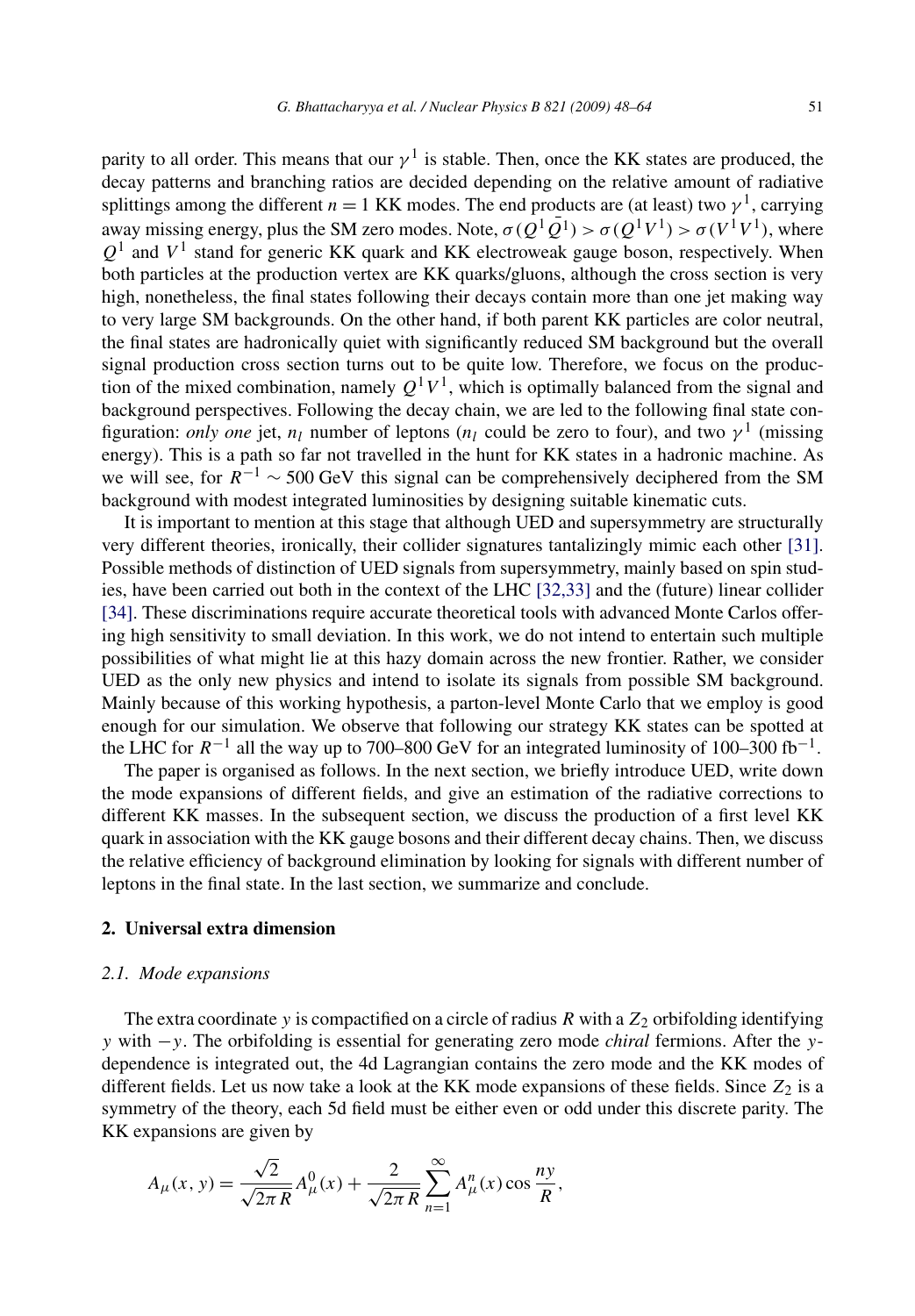parity to all order. This means that our $\gamma^1$ is stable. Then, once the KK states are produced, the decay patterns and branching ratios are decided depending on the relative amount of radiative splittings among the different $n = 1$ KK modes. The end products are (at least) two $\gamma^1$, carrying away missing energy, plus the SM zero modes. Note, $\sigma(Q^1\bar{Q}^1) > \sigma(Q^1V^1) > \sigma(V^1V^1)$, where $Q^1$ and $V^1$ stand for generic KK quark and KK electroweak gauge boson, respectively. When both particles at the production vertex are KK quarks/gluons, although the cross section is very high, nonetheless, the final states following their decays contain more than one jet making way to very large SM backgrounds. On the other hand, if both parent KK particles are color neutral, the final states are hadronically quiet with significantly reduced SM background but the overall signal production cross section turns out to be quite low. Therefore, we focus on the production of the mixed combination, namely $Q^1V^1$, which is optimally balanced from the signal and background perspectives. Following the decay chain, we are led to the following final state configuration: *only one* jet, $n_l$ number of leptons ($n_l$ could be zero to four), and two $\gamma^1$ (missing energy). This is a path so far not travelled in the hunt for KK states in a hadronic machine. As we will see, for $R^{-1} \sim 500$ GeV this signal can be comprehensively deciphered from the SM background with modest integrated luminosities by designing suitable kinematic cuts.

It is important to mention at this stage that although UED and supersymmetry are structurally very different theories, ironically, their collider signatures tantalizingly mimic each other [31]. Possible methods of distinction of UED signals from supersymmetry, mainly based on spin studies, have been carried out both in the context of the LHC [32,33] and the (future) linear collider [34]. These discriminations require accurate theoretical tools with advanced Monte Carlos offering high sensitivity to small deviation. In this work, we do not intend to entertain such multiple possibilities of what might lie at this hazy domain across the new frontier. Rather, we consider UED as the only new physics and intend to isolate its signals from possible SM background. Mainly because of this working hypothesis, a parton-level Monte Carlo that we employ is good enough for our simulation. We observe that following our strategy KK states can be spotted at the LHC for $R^{-1}$ all the way up to 700–800 GeV for an integrated luminosity of 100–300 $\text{fb}^{-1}$.

The paper is organised as follows. In the next section, we briefly introduce UED, write down the mode expansions of different fields, and give an estimation of the radiative corrections to different KK masses. In the subsequent section, we discuss the production of a first level KK quark in association with the KK gauge bosons and their different decay chains. Then, we discuss the relative efficiency of background elimination by looking for signals with different number of leptons in the final state. In the last section, we summarize and conclude.

## 2. Universal extra dimension

### 2.1. Mode expansions

The extra coordinate $y$ is compactified on a circle of radius $R$ with a $Z_2$ orbifolding identifying $y$ with $-y$. The orbifolding is essential for generating zero mode *chiral* fermions. After the $y$-dependence is integrated out, the 4d Lagrangian contains the zero mode and the KK modes of different fields. Let us now take a look at the KK mode expansions of these fields. Since $Z_2$ is a symmetry of the theory, each 5d field must be either even or odd under this discrete parity. The KK expansions are given by

$$A_\mu(x, y) = \frac{\sqrt{2}}{\sqrt{2\pi R}} A_\mu^0(x) + \frac{2}{\sqrt{2\pi R}} \sum_{n=1}^{\infty} A_\mu^n(x) \cos\frac{ny}{R},$$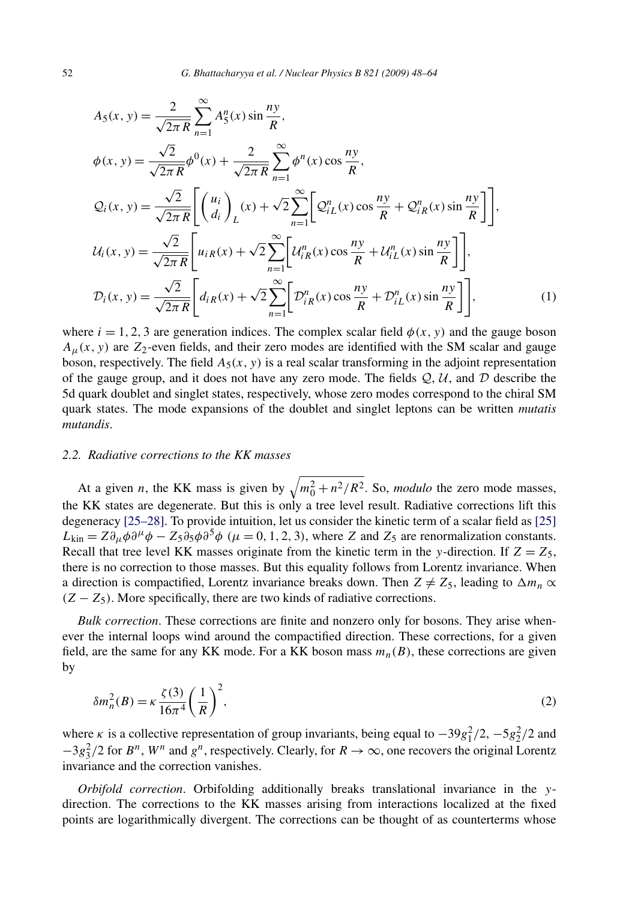$$
\begin{aligned}
A_5(x,y) &= \frac{2}{\sqrt{2\pi R}} \sum_{n=1}^{\infty} A_5^n(x) \sin\frac{ny}{R}, \\
\phi(x,y) &= \frac{\sqrt{2}}{\sqrt{2\pi R}} \phi^0(x) + \frac{2}{\sqrt{2\pi R}} \sum_{n=1}^{\infty} \phi^n(x) \cos\frac{ny}{R}, \\
\mathcal{Q}_i(x,y) &= \frac{\sqrt{2}}{\sqrt{2\pi R}} \left[ \begin{pmatrix} u_i \\ d_i \end{pmatrix}_L (x) + \sqrt{2} \sum_{n=1}^{\infty} \left[ \mathcal{Q}_{iL}^n(x) \cos\frac{ny}{R} + \mathcal{Q}_{iR}^n(x) \sin\frac{ny}{R} \right] \right], \\
\mathcal{U}_i(x,y) &= \frac{\sqrt{2}}{\sqrt{2\pi R}} \left[ u_{iR}(x) + \sqrt{2} \sum_{n=1}^{\infty} \left[ \mathcal{U}_{iR}^n(x) \cos\frac{ny}{R} + \mathcal{U}_{iL}^n(x) \sin\frac{ny}{R} \right] \right], \\
\mathcal{D}_i(x,y) &= \frac{\sqrt{2}}{\sqrt{2\pi R}} \left[ d_{iR}(x) + \sqrt{2} \sum_{n=1}^{\infty} \left[ \mathcal{D}_{iR}^n(x) \cos\frac{ny}{R} + \mathcal{D}_{iL}^n(x) \sin\frac{ny}{R} \right] \right],
\end{aligned}
\tag{1}
$$

where $i = 1, 2, 3$ are generation indices. The complex scalar field $\phi(x, y)$ and the gauge boson $A_\mu(x, y)$ are $Z_2$-even fields, and their zero modes are identified with the SM scalar and gauge boson, respectively. The field $A_5(x, y)$ is a real scalar transforming in the adjoint representation of the gauge group, and it does not have any zero mode. The fields $\mathcal{Q}$, $\mathcal{U}$, and $\mathcal{D}$ describe the 5d quark doublet and singlet states, respectively, whose zero modes correspond to the chiral SM quark states. The mode expansions of the doublet and singlet leptons can be written *mutatis mutandis*.

### 2.2. Radiative corrections to the KK masses

At a given $n$, the KK mass is given by $\sqrt{m_0^2 + n^2/R^2}$. So, *modulo* the zero mode masses, the KK states are degenerate. But this is only a tree level result. Radiative corrections lift this degeneracy [25–28]. To provide intuition, let us consider the kinetic term of a scalar field as [25] $L_{\text{kin}} = Z \partial_\mu \phi \partial^\mu \phi - Z_5 \partial_5 \phi \partial^5 \phi$ ($\mu = 0, 1, 2, 3$), where $Z$ and $Z_5$ are renormalization constants. Recall that tree level KK masses originate from the kinetic term in the $y$-direction. If $Z = Z_5$, there is no correction to those masses. But this equality follows from Lorentz invariance. When a direction is compactified, Lorentz invariance breaks down. Then $Z \neq Z_5$, leading to $\Delta m_n \propto (Z - Z_5)$. More specifically, there are two kinds of radiative corrections.

*Bulk correction*. These corrections are finite and nonzero only for bosons. They arise whenever the internal loops wind around the compactified direction. These corrections, for a given field, are the same for any KK mode. For a KK boson mass $m_n(B)$, these corrections are given by

$$
\delta m_n^2(B) = \kappa \frac{\zeta(3)}{16\pi^4} \left( \frac{1}{R} \right)^2, \tag{2}
$$

where $\kappa$ is a collective representation of group invariants, being equal to $-39g_1^2/2$, $-5g_2^2/2$ and $-3g_3^2/2$ for $B^n$, $W^n$ and $g^n$, respectively. Clearly, for $R \to \infty$, one recovers the original Lorentz invariance and the correction vanishes.

*Orbifold correction*. Orbifolding additionally breaks translational invariance in the $y$-direction. The corrections to the KK masses arising from interactions localized at the fixed points are logarithmically divergent. The corrections can be thought of as counterterms whose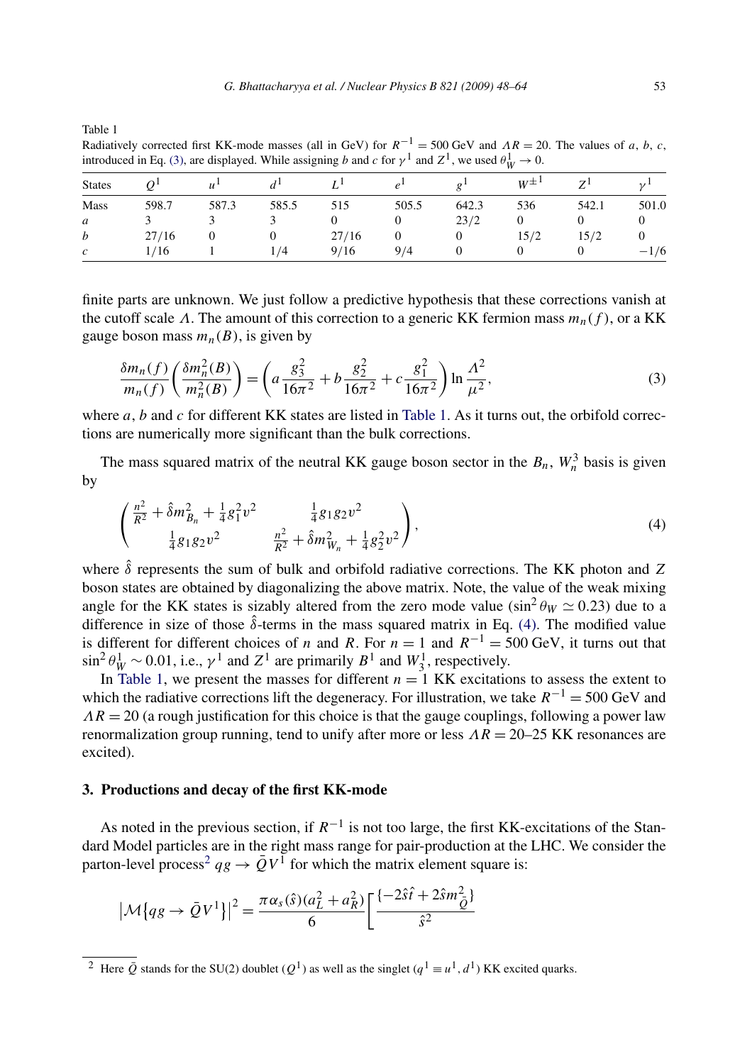Table 1
Radiatively corrected first KK-mode masses (all in GeV) for $R^{-1} = 500$ GeV and $\Lambda R = 20$. The values of $a$, $b$, $c$, introduced in Eq. (3), are displayed. While assigning $b$ and $c$ for $\gamma^1$ and $Z^1$, we used $\theta_W^1 \to 0$.

| States | $Q^1$ | $u^1$ | $d^1$ | $L^1$ | $e^1$ | $g^1$ | $W^{\pm 1}$ | $Z^1$ | $\gamma^1$ |
|---|---|---|---|---|---|---|---|---|---|
| Mass | 598.7 | 587.3 | 585.5 | 515 | 505.5 | 642.3 | 536 | 542.1 | 501.0 |
| $a$ | 3 | 3 | 3 | 0 | 0 | 23/2 | 0 | 0 | 0 |
| $b$ | 27/16 | 0 | 0 | 27/16 | 0 | 0 | 15/2 | 15/2 | 0 |
| $c$ | 1/16 | 1 | 1/4 | 9/16 | 9/4 | 0 | 0 | 0 | −1/6 |

finite parts are unknown. We just follow a predictive hypothesis that these corrections vanish at the cutoff scale $\Lambda$. The amount of this correction to a generic KK fermion mass $m_n(f)$, or a KK gauge boson mass $m_n(B)$, is given by

$$\frac{\delta m_n(f)}{m_n(f)}\left(\frac{\delta m_n^2(B)}{m_n^2(B)}\right) = \left(a\frac{g_3^2}{16\pi^2} + b\frac{g_2^2}{16\pi^2} + c\frac{g_1^2}{16\pi^2}\right)\ln\frac{\Lambda^2}{\mu^2}, \tag{3}$$

where $a$, $b$ and $c$ for different KK states are listed in Table 1. As it turns out, the orbifold corrections are numerically more significant than the bulk corrections.

The mass squared matrix of the neutral KK gauge boson sector in the $B_n$, $W_n^3$ basis is given by

$$\begin{pmatrix} \frac{n^2}{R^2} + \hat{\delta}m_{B_n}^2 + \frac{1}{4}g_1^2 v^2 & \frac{1}{4}g_1 g_2 v^2 \\ \frac{1}{4}g_1 g_2 v^2 & \frac{n^2}{R^2} + \hat{\delta}m_{W_n}^2 + \frac{1}{4}g_2^2 v^2 \end{pmatrix}, \tag{4}$$

where $\hat{\delta}$ represents the sum of bulk and orbifold radiative corrections. The KK photon and $Z$ boson states are obtained by diagonalizing the above matrix. Note, the value of the weak mixing angle for the KK states is sizably altered from the zero mode value ($\sin^2\theta_W \simeq 0.23$) due to a difference in size of those $\hat{\delta}$-terms in the mass squared matrix in Eq. (4). The modified value is different for different choices of $n$ and $R$. For $n = 1$ and $R^{-1} = 500$ GeV, it turns out that $\sin^2\theta_W^1 \sim 0.01$, i.e., $\gamma^1$ and $Z^1$ are primarily $B^1$ and $W_3^1$, respectively.

In Table 1, we present the masses for different $n = 1$ KK excitations to assess the extent to which the radiative corrections lift the degeneracy. For illustration, we take $R^{-1} = 500$ GeV and $\Lambda R = 20$ (a rough justification for this choice is that the gauge couplings, following a power law renormalization group running, tend to unify after more or less $\Lambda R = 20$–$25$ KK resonances are excited).

## 3. Productions and decay of the first KK-mode

As noted in the previous section, if $R^{-1}$ is not too large, the first KK-excitations of the Standard Model particles are in the right mass range for pair-production at the LHC. We consider the parton-level process[2] $qg \to \bar{Q}V^1$ for which the matrix element square is:

$$\left|\mathcal{M}\{qg \to \bar{Q}V^1\}\right|^2 = \frac{\pi\alpha_s(\hat{s})(a_L^2 + a_R^2)}{6}\left[\frac{\{-2\hat{s}\hat{t} + 2\hat{s}m_{\bar{Q}}^2\}}{\hat{s}^2}\right.$$

[2] Here $\bar{Q}$ stands for the SU(2) doublet ($Q^1$) as well as the singlet ($q^1 \equiv u^1, d^1$) KK excited quarks.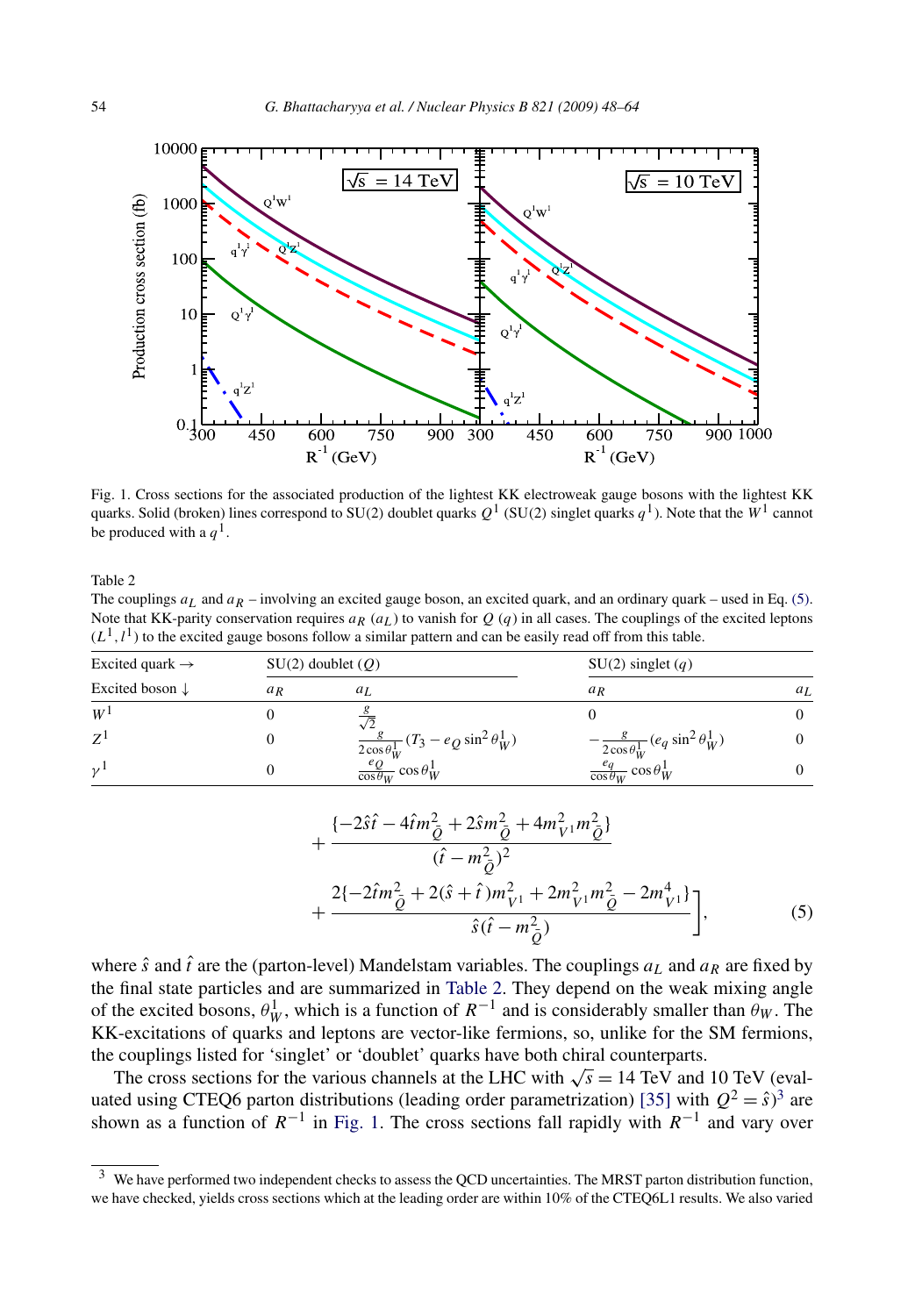Fig. 1. Cross sections for the associated production of the lightest KK electroweak gauge bosons with the lightest KK quarks. Solid (broken) lines correspond to SU(2) doublet quarks $Q^1$ (SU(2) singlet quarks $q^1$). Note that the $W^1$ cannot be produced with a $q^1$.

Table 2
The couplings $a_L$ and $a_R$ – involving an excited gauge boson, an excited quark, and an ordinary quark – used in Eq. (5). Note that KK-parity conservation requires $a_R$ ($a_L$) to vanish for $Q$ ($q$) in all cases. The couplings of the excited leptons ($L^1, l^1$) to the excited gauge bosons follow a similar pattern and can be easily read off from this table.

| Excited quark → | SU(2) doublet ($Q$) | | SU(2) singlet ($q$) | |
|---|---|---|---|---|
| Excited boson ↓ | $a_R$ | $a_L$ | $a_R$ | $a_L$ |
| $W^1$ | 0 | $\frac{g}{\sqrt{2}}$ | 0 | 0 |
| $Z^1$ | 0 | $\frac{g}{2\cos\theta_W^1}(T_3 - e_Q \sin^2\theta_W^1)$ | $-\frac{g}{2\cos\theta_W^1}(e_q \sin^2\theta_W^1)$ | 0 |
| $\gamma^1$ | 0 | $\frac{e_Q}{\cos\theta_W}\cos\theta_W^1$ | $\frac{e_q}{\cos\theta_W}\cos\theta_W^1$ | 0 |

$$
+ \frac{\{-2\hat{s}\hat{t} - 4\hat{t}m_{\bar{Q}}^2 + 2\hat{s}m_{\bar{Q}}^2 + 4m_{V^1}^2 m_{\bar{Q}}^2\}}{(\hat{t} - m_{\bar{Q}}^2)^2}
+ \frac{2\{-2\hat{t}m_{\bar{Q}}^2 + 2(\hat{s} + \hat{t})m_{V^1}^2 + 2m_{V^1}^2 m_{\bar{Q}}^2 - 2m_{V^1}^4\}}{\hat{s}(\hat{t} - m_{\bar{Q}}^2)}\Bigg], \tag{5}
$$

where $\hat{s}$ and $\hat{t}$ are the (parton-level) Mandelstam variables. The couplings $a_L$ and $a_R$ are fixed by the final state particles and are summarized in Table 2. They depend on the weak mixing angle of the excited bosons, $\theta_W^1$, which is a function of $R^{-1}$ and is considerably smaller than $\theta_W$. The KK-excitations of quarks and leptons are vector-like fermions, so, unlike for the SM fermions, the couplings listed for 'singlet' or 'doublet' quarks have both chiral counterparts.

The cross sections for the various channels at the LHC with $\sqrt{s} = 14$ TeV and 10 TeV (evaluated using CTEQ6 parton distributions (leading order parametrization) [35] with $Q^2 = \hat{s}$)[3] are shown as a function of $R^{-1}$ in Fig. 1. The cross sections fall rapidly with $R^{-1}$ and vary over

[3] We have performed two independent checks to assess the QCD uncertainties. The MRST parton distribution function, we have checked, yields cross sections which at the leading order are within 10% of the CTEQ6L1 results. We also varied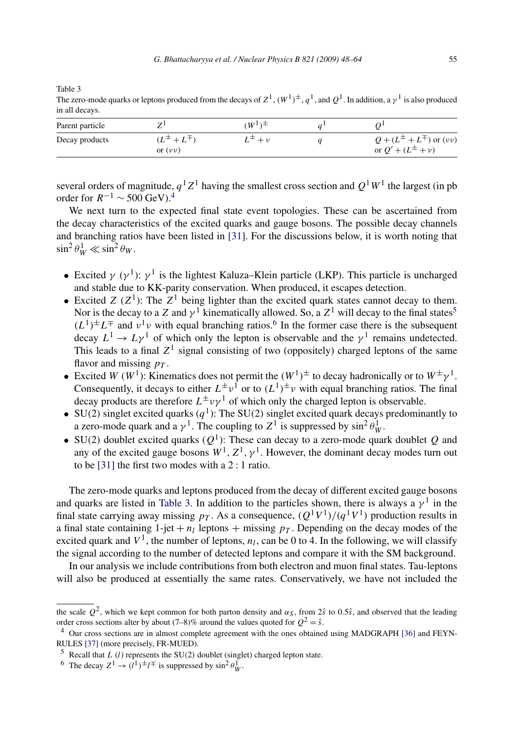Table 3
The zero-mode quarks or leptons produced from the decays of $Z^1$, $(W^1)^\pm$, $q^1$, and $Q^1$. In addition, a $\gamma^1$ is also produced in all decays.

| Parent particle | $Z^1$ | $(W^1)^\pm$ | $q^1$ | $Q^1$ |
|---|---|---|---|---|
| Decay products | $(L^\pm + L^\mp)$ or $(\nu\nu)$ | $L^\pm + \nu$ | $q$ | $Q + (L^\pm + L^\mp)$ or $(\nu\nu)$ or $Q' + (L^\pm + \nu)$ |

several orders of magnitude, $q^1 Z^1$ having the smallest cross section and $Q^1 W^1$ the largest (in pb order for $R^{-1} \sim 500$ GeV).[4]

We next turn to the expected final state event topologies. These can be ascertained from the decay characteristics of the excited quarks and gauge bosons. The possible decay channels and branching ratios have been listed in [31]. For the discussions below, it is worth noting that $\sin^2\theta_W^1 \ll \sin^2\theta_W$.

- Excited $\gamma$ ($\gamma^1$): $\gamma^1$ is the lightest Kaluza–Klein particle (LKP). This particle is uncharged and stable due to KK-parity conservation. When produced, it escapes detection.
- Excited $Z$ ($Z^1$): The $Z^1$ being lighter than the excited quark states cannot decay to them. Nor is the decay to a $Z$ and $\gamma^1$ kinematically allowed. So, a $Z^1$ will decay to the final states[5] $(L^1)^\pm L^\mp$ and $\nu^1\nu$ with equal branching ratios.[6] In the former case there is the subsequent decay $L^1 \to L\gamma^1$ of which only the lepton is observable and the $\gamma^1$ remains undetected. This leads to a final $Z^1$ signal consisting of two (oppositely) charged leptons of the same flavor and missing $p_T$.
- Excited $W$ ($W^1$): Kinematics does not permit the $(W^1)^\pm$ to decay hadronically or to $W^\pm\gamma^1$. Consequently, it decays to either $L^\pm\nu^1$ or to $(L^1)^\pm\nu$ with equal branching ratios. The final decay products are therefore $L^\pm\nu\gamma^1$ of which only the charged lepton is observable.
- SU(2) singlet excited quarks ($q^1$): The SU(2) singlet excited quark decays predominantly to a zero-mode quark and a $\gamma^1$. The coupling to $Z^1$ is suppressed by $\sin^2\theta_W^1$.
- SU(2) doublet excited quarks ($Q^1$): These can decay to a zero-mode quark doublet $Q$ and any of the excited gauge bosons $W^1$, $Z^1$, $\gamma^1$. However, the dominant decay modes turn out to be [31] the first two modes with a $2:1$ ratio.

The zero-mode quarks and leptons produced from the decay of different excited gauge bosons and quarks are listed in Table 3. In addition to the particles shown, there is always a $\gamma^1$ in the final state carrying away missing $p_T$. As a consequence, $(Q^1V^1)/(q^1V^1)$ production results in a final state containing 1-jet $+ n_l$ leptons + missing $p_T$. Depending on the decay modes of the excited quark and $V^1$, the number of leptons, $n_l$, can be 0 to 4. In the following, we will classify the signal according to the number of detected leptons and compare it with the SM background.

In our analysis we include contributions from both electron and muon final states. Tau-leptons will also be produced at essentially the same rates. Conservatively, we have not included the

---

the scale $Q^2$, which we kept common for both parton density and $\alpha_S$, from $2\hat{s}$ to $0.5\hat{s}$, and observed that the leading order cross sections alter by about (7–8)% around the values quoted for $Q^2 = \hat{s}$.

[4] Our cross sections are in almost complete agreement with the ones obtained using MADGRAPH [36] and FEYN-RULES [37] (more precisely, FR-MUED).

[5] Recall that $L$ ($l$) represents the SU(2) doublet (singlet) charged lepton state.

[6] The decay $Z^1 \to (l^1)^\pm l^\mp$ is suppressed by $\sin^2\theta_W^1$.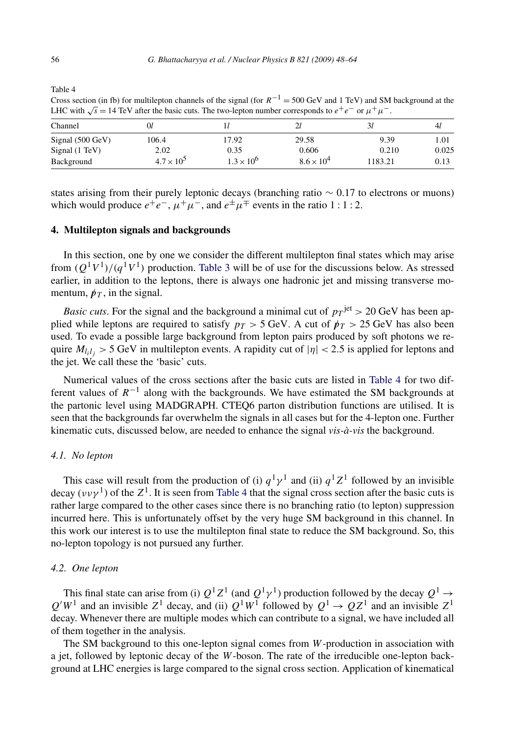Table 4

Cross section (in fb) for multilepton channels of the signal (for $R^{-1} = 500$ GeV and 1 TeV) and SM background at the LHC with $\sqrt{s} = 14$ TeV after the basic cuts. The two-lepton number corresponds to $e^+e^-$ or $\mu^+\mu^-$.

| Channel | $0l$ | $1l$ | $2l$ | $3l$ | $4l$ |
|---|---|---|---|---|---|
| Signal (500 GeV) | 106.4 | 17.92 | 29.58 | 9.39 | 1.01 |
| Signal (1 TeV) | 2.02 | 0.35 | 0.606 | 0.210 | 0.025 |
| Background | $4.7 \times 10^5$ | $1.3 \times 10^6$ | $8.6 \times 10^4$ | 1183.21 | 0.13 |

states arising from their purely leptonic decays (branching ratio $\sim 0.17$ to electrons or muons) which would produce $e^+e^-$, $\mu^+\mu^-$, and $e^\pm\mu^\mp$ events in the ratio $1:1:2$.

## 4. Multilepton signals and backgrounds

In this section, one by one we consider the different multilepton final states which may arise from $(Q^1V^1)/(q^1V^1)$ production. Table 3 will be of use for the discussions below. As stressed earlier, in addition to the leptons, there is always one hadronic jet and missing transverse momentum, $\not{p}_T$, in the signal.

*Basic cuts*. For the signal and the background a minimal cut of $p_T{}^{\rm jet} > 20$ GeV has been applied while leptons are required to satisfy $p_T > 5$ GeV. A cut of $\not{p}_T > 25$ GeV has also been used. To evade a possible large background from lepton pairs produced by soft photons we require $M_{l_il_j} > 5$ GeV in multilepton events. A rapidity cut of $|\eta| < 2.5$ is applied for leptons and the jet. We call these the 'basic' cuts.

Numerical values of the cross sections after the basic cuts are listed in Table 4 for two different values of $R^{-1}$ along with the backgrounds. We have estimated the SM backgrounds at the partonic level using MADGRAPH. CTEQ6 parton distribution functions are utilised. It is seen that the backgrounds far overwhelm the signals in all cases but for the 4-lepton one. Further kinematic cuts, discussed below, are needed to enhance the signal *vis-à-vis* the background.

### 4.1. No lepton

This case will result from the production of (i) $q^1\gamma^1$ and (ii) $q^1Z^1$ followed by an invisible decay $(\nu\nu\gamma^1)$ of the $Z^1$. It is seen from Table 4 that the signal cross section after the basic cuts is rather large compared to the other cases since there is no branching ratio (to lepton) suppression incurred here. This is unfortunately offset by the very huge SM background in this channel. In this work our interest is to use the multilepton final state to reduce the SM background. So, this no-lepton topology is not pursued any further.

### 4.2. One lepton

This final state can arise from (i) $Q^1Z^1$ (and $Q^1\gamma^1$) production followed by the decay $Q^1 \to Q'W^1$ and an invisible $Z^1$ decay, and (ii) $Q^1W^1$ followed by $Q^1 \to QZ^1$ and an invisible $Z^1$ decay. Whenever there are multiple modes which can contribute to a signal, we have included all of them together in the analysis.

The SM background to this one-lepton signal comes from $W$-production in association with a jet, followed by leptonic decay of the $W$-boson. The rate of the irreducible one-lepton background at LHC energies is large compared to the signal cross section. Application of kinematical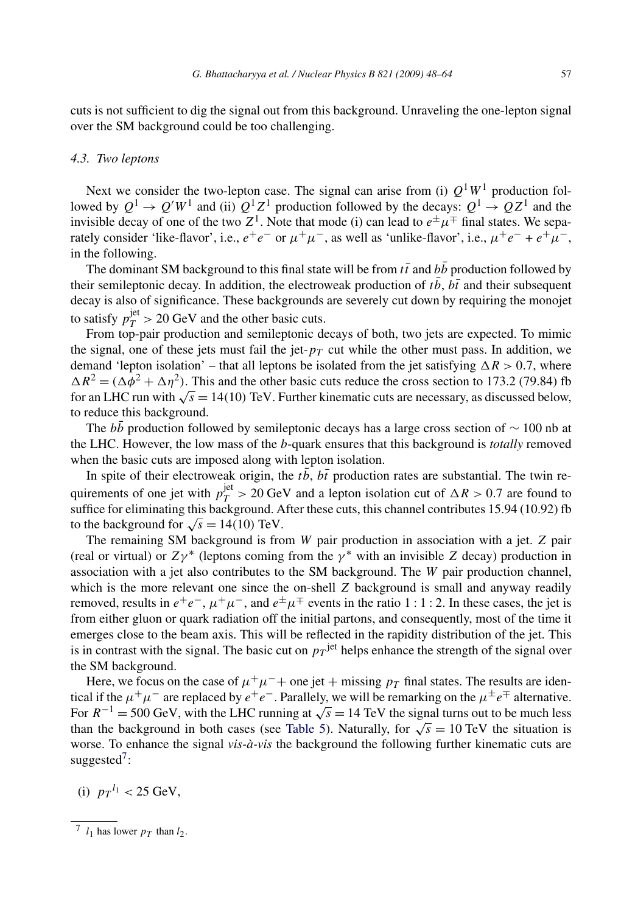cuts is not sufficient to dig the signal out from this background. Unraveling the one-lepton signal over the SM background could be too challenging.

### 4.3. Two leptons

Next we consider the two-lepton case. The signal can arise from (i) $Q^1 W^1$ production followed by $Q^1 \to Q' W^1$ and (ii) $Q^1 Z^1$ production followed by the decays: $Q^1 \to Q Z^1$ and the invisible decay of one of the two $Z^1$. Note that mode (i) can lead to $e^\pm \mu^\mp$ final states. We separately consider 'like-flavor', i.e., $e^+e^-$ or $\mu^+\mu^-$, as well as 'unlike-flavor', i.e., $\mu^+e^- + e^+\mu^-$, in the following.

The dominant SM background to this final state will be from $t\bar{t}$ and $b\bar{b}$ production followed by their semileptonic decay. In addition, the electroweak production of $t\bar{b}$, $b\bar{t}$ and their subsequent decay is also of significance. These backgrounds are severely cut down by requiring the monojet to satisfy $p_T^{\rm jet} > 20$ GeV and the other basic cuts.

From top-pair production and semileptonic decays of both, two jets are expected. To mimic the signal, one of these jets must fail the jet-$p_T$ cut while the other must pass. In addition, we demand 'lepton isolation' – that all leptons be isolated from the jet satisfying $\Delta R > 0.7$, where $\Delta R^2 = (\Delta\phi^2 + \Delta\eta^2)$. This and the other basic cuts reduce the cross section to 173.2 (79.84) fb for an LHC run with $\sqrt{s} = 14(10)$ TeV. Further kinematic cuts are necessary, as discussed below, to reduce this background.

The $b\bar{b}$ production followed by semileptonic decays has a large cross section of $\sim 100$ nb at the LHC. However, the low mass of the $b$-quark ensures that this background is *totally* removed when the basic cuts are imposed along with lepton isolation.

In spite of their electroweak origin, the $t\bar{b}$, $b\bar{t}$ production rates are substantial. The twin requirements of one jet with $p_T^{\rm jet} > 20$ GeV and a lepton isolation cut of $\Delta R > 0.7$ are found to suffice for eliminating this background. After these cuts, this channel contributes 15.94 (10.92) fb to the background for $\sqrt{s} = 14(10)$ TeV.

The remaining SM background is from $W$ pair production in association with a jet. $Z$ pair (real or virtual) or $Z\gamma^*$ (leptons coming from the $\gamma^*$ with an invisible $Z$ decay) production in association with a jet also contributes to the SM background. The $W$ pair production channel, which is the more relevant one since the on-shell $Z$ background is small and anyway readily removed, results in $e^+e^-$, $\mu^+\mu^-$, and $e^\pm\mu^\mp$ events in the ratio 1 : 1 : 2. In these cases, the jet is from either gluon or quark radiation off the initial partons, and consequently, most of the time it emerges close to the beam axis. This will be reflected in the rapidity distribution of the jet. This is in contrast with the signal. The basic cut on ${p_T}^{\rm jet}$ helps enhance the strength of the signal over the SM background.

Here, we focus on the case of $\mu^+\mu^- +$ one jet + missing $p_T$ final states. The results are identical if the $\mu^+\mu^-$ are replaced by $e^+e^-$. Parallely, we will be remarking on the $\mu^\pm e^\mp$ alternative. For $R^{-1} = 500$ GeV, with the LHC running at $\sqrt{s} = 14$ TeV the signal turns out to be much less than the background in both cases (see Table 5). Naturally, for $\sqrt{s} = 10$ TeV the situation is worse. To enhance the signal *vis-à-vis* the background the following further kinematic cuts are suggested[7]:

(i) ${p_T}^{l_1} < 25$ GeV,

[7] $l_1$ has lower $p_T$ than $l_2$.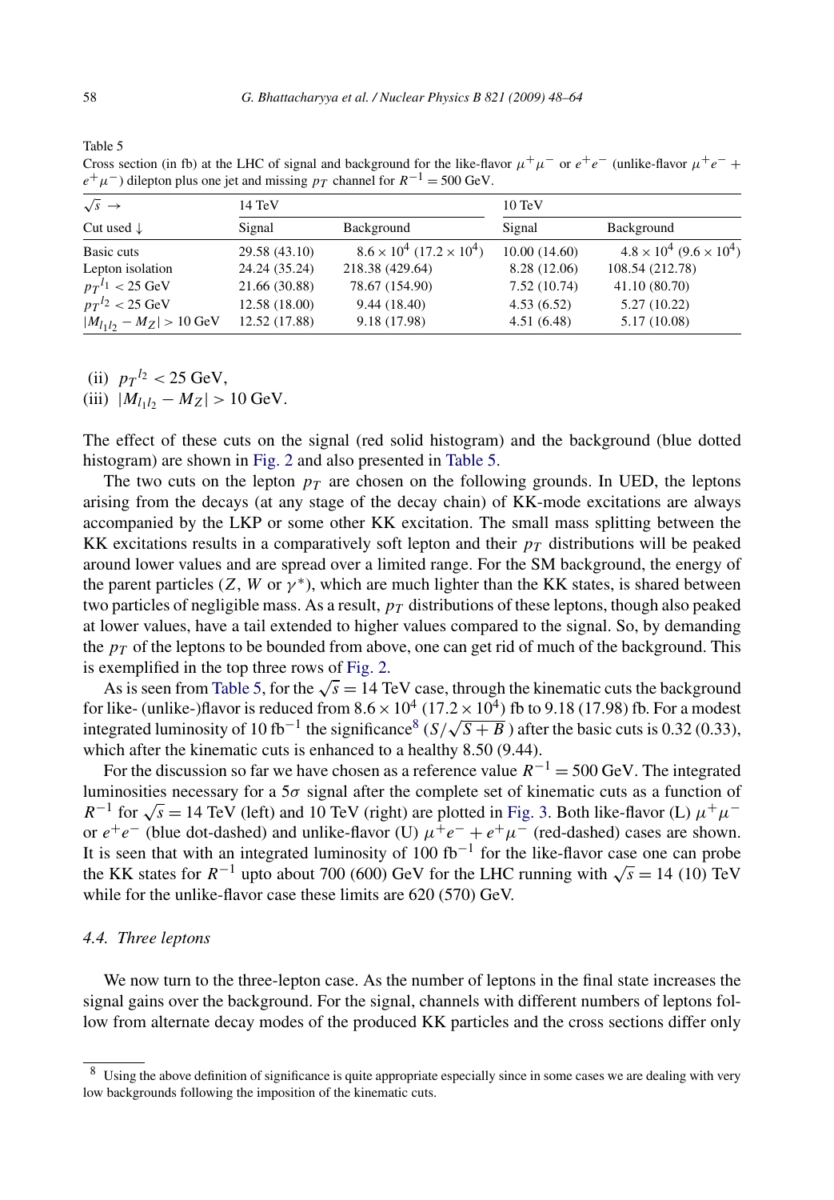Table 5
Cross section (in fb) at the LHC of signal and background for the like-flavor $\mu^+\mu^-$ or $e^+e^-$ (unlike-flavor $\mu^+e^- + e^+\mu^-$) dilepton plus one jet and missing $p_T$ channel for $R^{-1} = 500$ GeV.

| $\sqrt{s} \rightarrow$ | 14 TeV | | 10 TeV | |
|---|---|---|---|---|
| Cut used ↓ | Signal | Background | Signal | Background |
| Basic cuts | 29.58 (43.10) | $8.6 \times 10^4$ $(17.2 \times 10^4)$ | 10.00 (14.60) | $4.8 \times 10^4$ $(9.6 \times 10^4)$ |
| Lepton isolation | 24.24 (35.24) | 218.38 (429.64) | 8.28 (12.06) | 108.54 (212.78) |
| ${p_T}^{l_1} < 25$ GeV | 21.66 (30.88) | 78.67 (154.90) | 7.52 (10.74) | 41.10 (80.70) |
| ${p_T}^{l_2} < 25$ GeV | 12.58 (18.00) | 9.44 (18.40) | 4.53 (6.52) | 5.27 (10.22) |
| $\lvert M_{l_1 l_2} - M_Z \rvert > 10$ GeV | 12.52 (17.88) | 9.18 (17.98) | 4.51 (6.48) | 5.17 (10.08) |

(ii) ${p_T}^{l_2} < 25$ GeV,
(iii) $|M_{l_1 l_2} - M_Z| > 10$ GeV.

The effect of these cuts on the signal (red solid histogram) and the background (blue dotted histogram) are shown in Fig. 2 and also presented in Table 5.

The two cuts on the lepton $p_T$ are chosen on the following grounds. In UED, the leptons arising from the decays (at any stage of the decay chain) of KK-mode excitations are always accompanied by the LKP or some other KK excitation. The small mass splitting between the KK excitations results in a comparatively soft lepton and their $p_T$ distributions will be peaked around lower values and are spread over a limited range. For the SM background, the energy of the parent particles ($Z$, $W$ or $\gamma^*$), which are much lighter than the KK states, is shared between two particles of negligible mass. As a result, $p_T$ distributions of these leptons, though also peaked at lower values, have a tail extended to higher values compared to the signal. So, by demanding the $p_T$ of the leptons to be bounded from above, one can get rid of much of the background. This is exemplified in the top three rows of Fig. 2.

As is seen from Table 5, for the $\sqrt{s} = 14$ TeV case, through the kinematic cuts the background for like- (unlike-)flavor is reduced from $8.6 \times 10^4$ $(17.2 \times 10^4)$ fb to 9.18 (17.98) fb. For a modest integrated luminosity of 10 fb$^{-1}$ the significance[8] $(S/\sqrt{S+B})$ after the basic cuts is 0.32 (0.33), which after the kinematic cuts is enhanced to a healthy 8.50 (9.44).

For the discussion so far we have chosen as a reference value $R^{-1} = 500$ GeV. The integrated luminosities necessary for a $5\sigma$ signal after the complete set of kinematic cuts as a function of $R^{-1}$ for $\sqrt{s} = 14$ TeV (left) and 10 TeV (right) are plotted in Fig. 3. Both like-flavor (L) $\mu^+\mu^-$ or $e^+e^-$ (blue dot-dashed) and unlike-flavor (U) $\mu^+e^- + e^+\mu^-$ (red-dashed) cases are shown. It is seen that with an integrated luminosity of 100 fb$^{-1}$ for the like-flavor case one can probe the KK states for $R^{-1}$ upto about 700 (600) GeV for the LHC running with $\sqrt{s} = 14$ (10) TeV while for the unlike-flavor case these limits are 620 (570) GeV.

### 4.4. Three leptons

We now turn to the three-lepton case. As the number of leptons in the final state increases the signal gains over the background. For the signal, channels with different numbers of leptons follow from alternate decay modes of the produced KK particles and the cross sections differ only

[8] Using the above definition of significance is quite appropriate especially since in some cases we are dealing with very low backgrounds following the imposition of the kinematic cuts.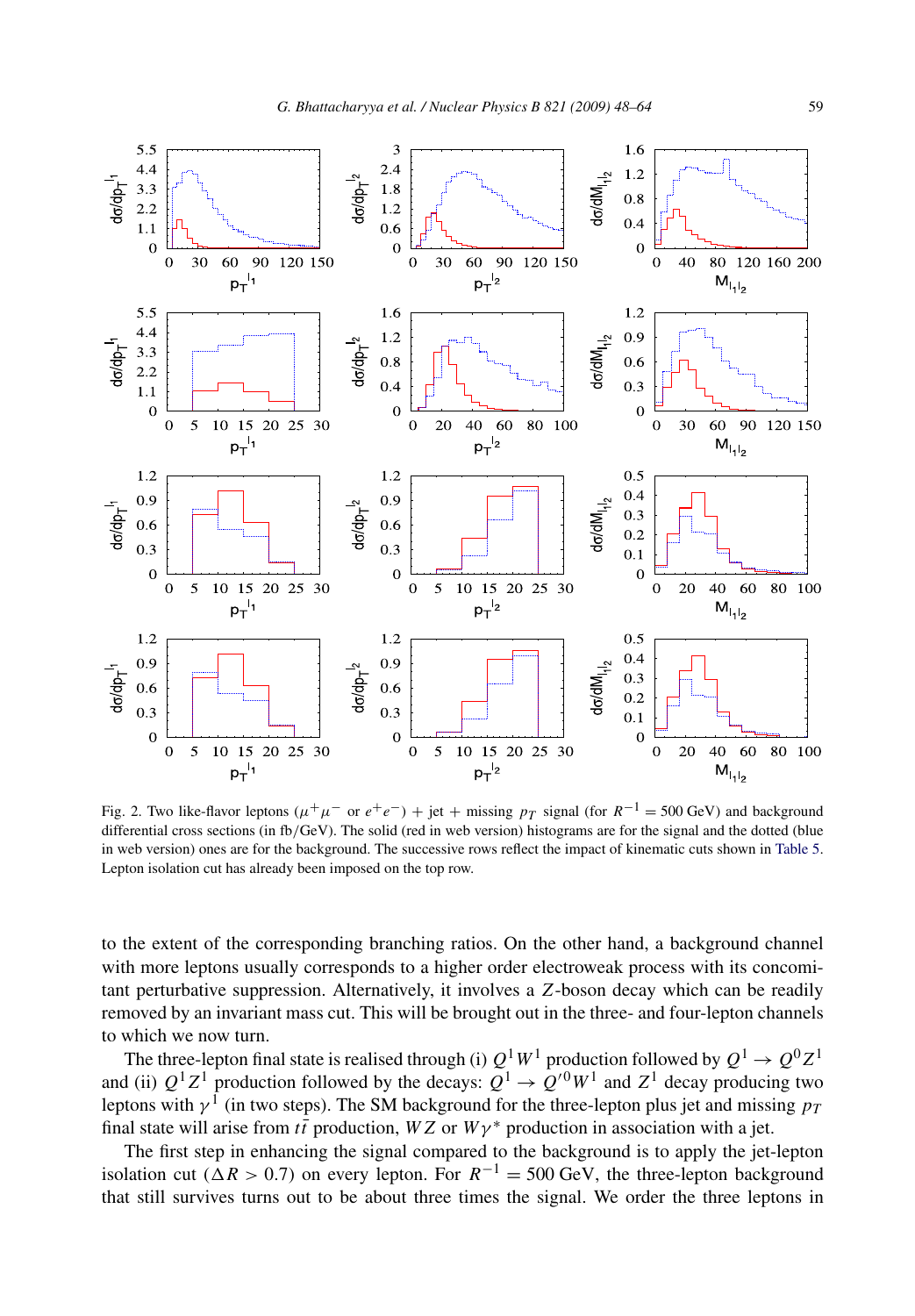Fig. 2. Two like-flavor leptons ($\mu^+\mu^-$ or $e^+e^-$) + jet + missing $p_T$ signal (for $R^{-1} = 500$ GeV) and background differential cross sections (in fb/GeV). The solid (red in web version) histograms are for the signal and the dotted (blue in web version) ones are for the background. The successive rows reflect the impact of kinematic cuts shown in Table 5. Lepton isolation cut has already been imposed on the top row.

to the extent of the corresponding branching ratios. On the other hand, a background channel with more leptons usually corresponds to a higher order electroweak process with its concomitant perturbative suppression. Alternatively, it involves a $Z$-boson decay which can be readily removed by an invariant mass cut. This will be brought out in the three- and four-lepton channels to which we now turn.

The three-lepton final state is realised through (i) $Q^1 W^1$ production followed by $Q^1 \to Q^0 Z^1$ and (ii) $Q^1 Z^1$ production followed by the decays: $Q^1 \to Q'^0 W^1$ and $Z^1$ decay producing two leptons with $\gamma^1$ (in two steps). The SM background for the three-lepton plus jet and missing $p_T$ final state will arise from $t\bar{t}$ production, $WZ$ or $W\gamma^*$ production in association with a jet.

The first step in enhancing the signal compared to the background is to apply the jet-lepton isolation cut ($\Delta R > 0.7$) on every lepton. For $R^{-1} = 500$ GeV, the three-lepton background that still survives turns out to be about three times the signal. We order the three leptons in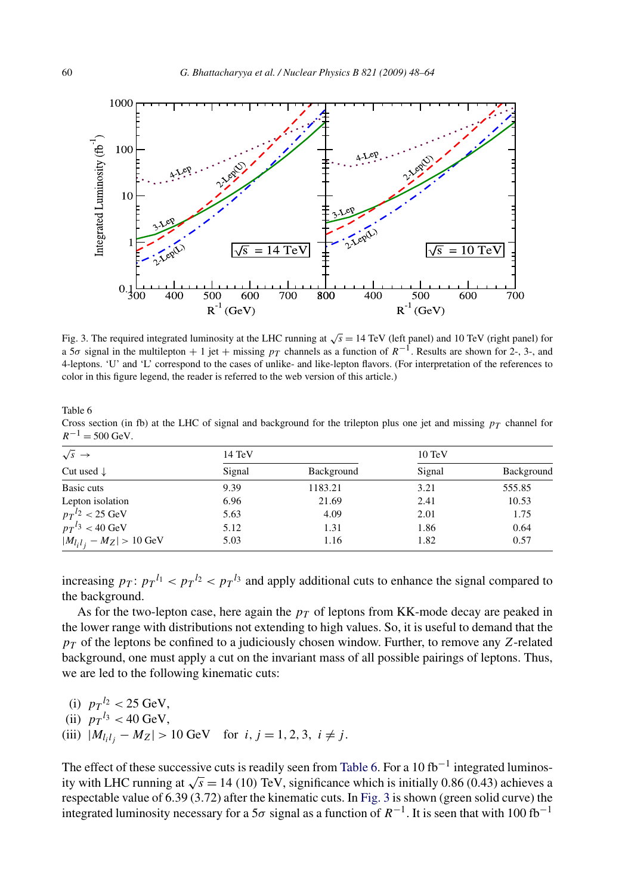Fig. 3. The required integrated luminosity at the LHC running at $\sqrt{s} = 14$ TeV (left panel) and 10 TeV (right panel) for a $5\sigma$ signal in the multilepton + 1 jet + missing $p_T$ channels as a function of $R^{-1}$. Results are shown for 2-, 3-, and 4-leptons. 'U' and 'L' correspond to the cases of unlike- and like-lepton flavors. (For interpretation of the references to color in this figure legend, the reader is referred to the web version of this article.)

Table 6
Cross section (in fb) at the LHC of signal and background for the trilepton plus one jet and missing $p_T$ channel for $R^{-1} = 500$ GeV.

| $\sqrt{s}$ → | 14 TeV | | 10 TeV | |
|---|---|---|---|---|
| Cut used ↓ | Signal | Background | Signal | Background |
| Basic cuts | 9.39 | 1183.21 | 3.21 | 555.85 |
| Lepton isolation | 6.96 | 21.69 | 2.41 | 10.53 |
| ${p_T}^{l_2} < 25$ GeV | 5.63 | 4.09 | 2.01 | 1.75 |
| ${p_T}^{l_3} < 40$ GeV | 5.12 | 1.31 | 1.86 | 0.64 |
| $\lvert M_{l_i l_j} - M_Z \rvert > 10$ GeV | 5.03 | 1.16 | 1.82 | 0.57 |

increasing $p_T$: ${p_T}^{l_1} < {p_T}^{l_2} < {p_T}^{l_3}$ and apply additional cuts to enhance the signal compared to the background.

As for the two-lepton case, here again the $p_T$ of leptons from KK-mode decay are peaked in the lower range with distributions not extending to high values. So, it is useful to demand that the $p_T$ of the leptons be confined to a judiciously chosen window. Further, to remove any $Z$-related background, one must apply a cut on the invariant mass of all possible pairings of leptons. Thus, we are led to the following kinematic cuts:

(i) ${p_T}^{l_2} < 25$ GeV,
(ii) ${p_T}^{l_3} < 40$ GeV,
(iii) $|M_{l_i l_j} - M_Z| > 10$ GeV for $i, j = 1, 2, 3,\ i \neq j$.

The effect of these successive cuts is readily seen from Table 6. For a 10 $\text{fb}^{-1}$ integrated luminosity with LHC running at $\sqrt{s} = 14$ (10) TeV, significance which is initially 0.86 (0.43) achieves a respectable value of 6.39 (3.72) after the kinematic cuts. In Fig. 3 is shown (green solid curve) the integrated luminosity necessary for a $5\sigma$ signal as a function of $R^{-1}$. It is seen that with 100 $\text{fb}^{-1}$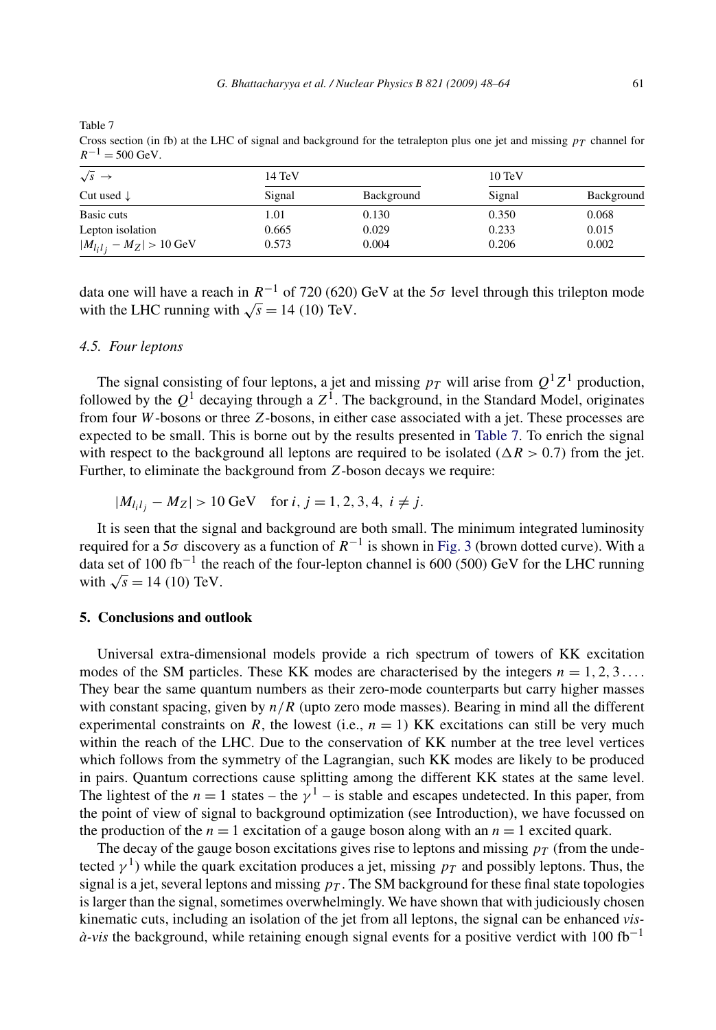Table 7
Cross section (in fb) at the LHC of signal and background for the tetralepton plus one jet and missing $p_T$ channel for $R^{-1} = 500$ GeV.

| $\sqrt{s}$ → | 14 TeV | | 10 TeV | |
|---|---|---|---|---|
| Cut used ↓ | Signal | Background | Signal | Background |
| Basic cuts | 1.01 | 0.130 | 0.350 | 0.068 |
| Lepton isolation | 0.665 | 0.029 | 0.233 | 0.015 |
| $\lvert M_{l_i l_j} - M_Z \rvert > 10$ GeV | 0.573 | 0.004 | 0.206 | 0.002 |

data one will have a reach in $R^{-1}$ of 720 (620) GeV at the $5\sigma$ level through this trilepton mode with the LHC running with $\sqrt{s} = 14$ (10) TeV.

### 4.5. Four leptons

The signal consisting of four leptons, a jet and missing $p_T$ will arise from $Q^1 Z^1$ production, followed by the $Q^1$ decaying through a $Z^1$. The background, in the Standard Model, originates from four $W$-bosons or three $Z$-bosons, in either case associated with a jet. These processes are expected to be small. This is borne out by the results presented in Table 7. To enrich the signal with respect to the background all leptons are required to be isolated ($\Delta R > 0.7$) from the jet. Further, to eliminate the background from $Z$-boson decays we require:

$$|M_{l_i l_j} - M_Z| > 10 \text{ GeV} \quad \text{for } i, j = 1, 2, 3, 4, \; i \neq j.$$

It is seen that the signal and background are both small. The minimum integrated luminosity required for a $5\sigma$ discovery as a function of $R^{-1}$ is shown in Fig. 3 (brown dotted curve). With a data set of 100 $\text{fb}^{-1}$ the reach of the four-lepton channel is 600 (500) GeV for the LHC running with $\sqrt{s} = 14$ (10) TeV.

## 5. Conclusions and outlook

Universal extra-dimensional models provide a rich spectrum of towers of KK excitation modes of the SM particles. These KK modes are characterised by the integers $n = 1, 2, 3 \ldots$. They bear the same quantum numbers as their zero-mode counterparts but carry higher masses with constant spacing, given by $n/R$ (upto zero mode masses). Bearing in mind all the different experimental constraints on $R$, the lowest (i.e., $n = 1$) KK excitations can still be very much within the reach of the LHC. Due to the conservation of KK number at the tree level vertices which follows from the symmetry of the Lagrangian, such KK modes are likely to be produced in pairs. Quantum corrections cause splitting among the different KK states at the same level. The lightest of the $n = 1$ states – the $\gamma^1$ – is stable and escapes undetected. In this paper, from the point of view of signal to background optimization (see Introduction), we have focussed on the production of the $n = 1$ excitation of a gauge boson along with an $n = 1$ excited quark.

The decay of the gauge boson excitations gives rise to leptons and missing $p_T$ (from the undetected $\gamma^1$) while the quark excitation produces a jet, missing $p_T$ and possibly leptons. Thus, the signal is a jet, several leptons and missing $p_T$. The SM background for these final state topologies is larger than the signal, sometimes overwhelmingly. We have shown that with judiciously chosen kinematic cuts, including an isolation of the jet from all leptons, the signal can be enhanced *vis-à-vis* the background, while retaining enough signal events for a positive verdict with 100 $\text{fb}^{-1}$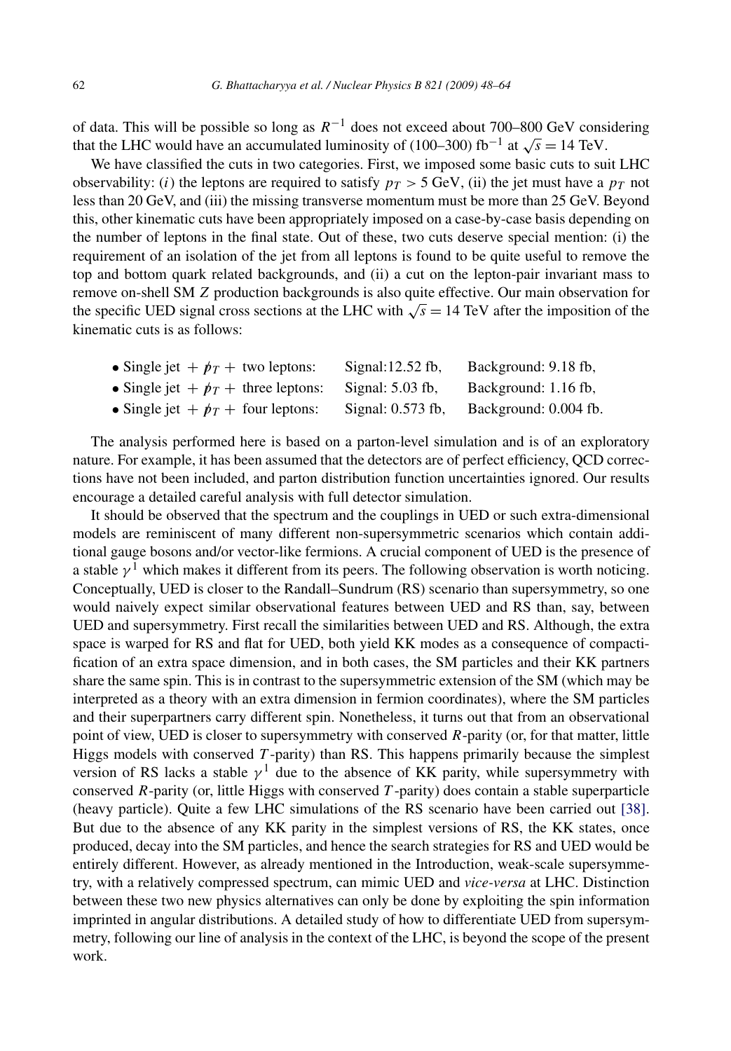of data. This will be possible so long as $R^{-1}$ does not exceed about 700–800 GeV considering that the LHC would have an accumulated luminosity of (100–300) fb$^{-1}$ at $\sqrt{s} = 14$ TeV.

We have classified the cuts in two categories. First, we imposed some basic cuts to suit LHC observability: ($i$) the leptons are required to satisfy $p_T > 5$ GeV, (ii) the jet must have a $p_T$ not less than 20 GeV, and (iii) the missing transverse momentum must be more than 25 GeV. Beyond this, other kinematic cuts have been appropriately imposed on a case-by-case basis depending on the number of leptons in the final state. Out of these, two cuts deserve special mention: (i) the requirement of an isolation of the jet from all leptons is found to be quite useful to remove the top and bottom quark related backgrounds, and (ii) a cut on the lepton-pair invariant mass to remove on-shell SM $Z$ production backgrounds is also quite effective. Our main observation for the specific UED signal cross sections at the LHC with $\sqrt{s} = 14$ TeV after the imposition of the kinematic cuts is as follows:

- Single jet $+ \not{p}_T +$ two leptons: Signal:12.52 fb, Background: 9.18 fb,
- Single jet $+ \not{p}_T +$ three leptons: Signal: 5.03 fb, Background: 1.16 fb,
- Single jet $+ \not{p}_T +$ four leptons: Signal: 0.573 fb, Background: 0.004 fb.

The analysis performed here is based on a parton-level simulation and is of an exploratory nature. For example, it has been assumed that the detectors are of perfect efficiency, QCD corrections have not been included, and parton distribution function uncertainties ignored. Our results encourage a detailed careful analysis with full detector simulation.

It should be observed that the spectrum and the couplings in UED or such extra-dimensional models are reminiscent of many different non-supersymmetric scenarios which contain additional gauge bosons and/or vector-like fermions. A crucial component of UED is the presence of a stable $\gamma^1$ which makes it different from its peers. The following observation is worth noticing. Conceptually, UED is closer to the Randall–Sundrum (RS) scenario than supersymmetry, so one would naively expect similar observational features between UED and RS than, say, between UED and supersymmetry. First recall the similarities between UED and RS. Although, the extra space is warped for RS and flat for UED, both yield KK modes as a consequence of compactification of an extra space dimension, and in both cases, the SM particles and their KK partners share the same spin. This is in contrast to the supersymmetric extension of the SM (which may be interpreted as a theory with an extra dimension in fermion coordinates), where the SM particles and their superpartners carry different spin. Nonetheless, it turns out that from an observational point of view, UED is closer to supersymmetry with conserved $R$-parity (or, for that matter, little Higgs models with conserved $T$-parity) than RS. This happens primarily because the simplest version of RS lacks a stable $\gamma^1$ due to the absence of KK parity, while supersymmetry with conserved $R$-parity (or, little Higgs with conserved $T$-parity) does contain a stable superparticle (heavy particle). Quite a few LHC simulations of the RS scenario have been carried out [38]. But due to the absence of any KK parity in the simplest versions of RS, the KK states, once produced, decay into the SM particles, and hence the search strategies for RS and UED would be entirely different. However, as already mentioned in the Introduction, weak-scale supersymmetry, with a relatively compressed spectrum, can mimic UED and *vice-versa* at LHC. Distinction between these two new physics alternatives can only be done by exploiting the spin information imprinted in angular distributions. A detailed study of how to differentiate UED from supersymmetry, following our line of analysis in the context of the LHC, is beyond the scope of the present work.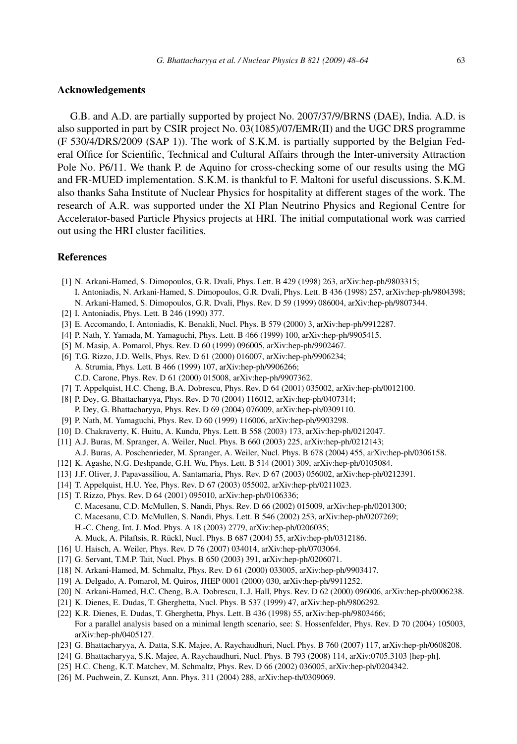## Acknowledgements

G.B. and A.D. are partially supported by project No. 2007/37/9/BRNS (DAE), India. A.D. is also supported in part by CSIR project No. 03(1085)/07/EMR(II) and the UGC DRS programme (F 530/4/DRS/2009 (SAP 1)). The work of S.K.M. is partially supported by the Belgian Federal Office for Scientific, Technical and Cultural Affairs through the Inter-university Attraction Pole No. P6/11. We thank P. de Aquino for cross-checking some of our results using the MG and FR-MUED implementation. S.K.M. is thankful to F. Maltoni for useful discussions. S.K.M. also thanks Saha Institute of Nuclear Physics for hospitality at different stages of the work. The research of A.R. was supported under the XI Plan Neutrino Physics and Regional Centre for Accelerator-based Particle Physics projects at HRI. The initial computational work was carried out using the HRI cluster facilities.

## References

[1] N. Arkani-Hamed, S. Dimopoulos, G.R. Dvali, Phys. Lett. B 429 (1998) 263, arXiv:hep-ph/9803315; I. Antoniadis, N. Arkani-Hamed, S. Dimopoulos, G.R. Dvali, Phys. Lett. B 436 (1998) 257, arXiv:hep-ph/9804398; N. Arkani-Hamed, S. Dimopoulos, G.R. Dvali, Phys. Rev. D 59 (1999) 086004, arXiv:hep-ph/9807344.

[2] I. Antoniadis, Phys. Lett. B 246 (1990) 377.

[3] E. Accomando, I. Antoniadis, K. Benakli, Nucl. Phys. B 579 (2000) 3, arXiv:hep-ph/9912287.

[4] P. Nath, Y. Yamada, M. Yamaguchi, Phys. Lett. B 466 (1999) 100, arXiv:hep-ph/9905415.

[5] M. Masip, A. Pomarol, Phys. Rev. D 60 (1999) 096005, arXiv:hep-ph/9902467.

[6] T.G. Rizzo, J.D. Wells, Phys. Rev. D 61 (2000) 016007, arXiv:hep-ph/9906234; A. Strumia, Phys. Lett. B 466 (1999) 107, arXiv:hep-ph/9906266; C.D. Carone, Phys. Rev. D 61 (2000) 015008, arXiv:hep-ph/9907362.

[7] T. Appelquist, H.C. Cheng, B.A. Dobrescu, Phys. Rev. D 64 (2001) 035002, arXiv:hep-ph/0012100.

[8] P. Dey, G. Bhattacharyya, Phys. Rev. D 70 (2004) 116012, arXiv:hep-ph/0407314; P. Dey, G. Bhattacharyya, Phys. Rev. D 69 (2004) 076009, arXiv:hep-ph/0309110.

[9] P. Nath, M. Yamaguchi, Phys. Rev. D 60 (1999) 116006, arXiv:hep-ph/9903298.

[10] D. Chakraverty, K. Huitu, A. Kundu, Phys. Lett. B 558 (2003) 173, arXiv:hep-ph/0212047.

[11] A.J. Buras, M. Spranger, A. Weiler, Nucl. Phys. B 660 (2003) 225, arXiv:hep-ph/0212143; A.J. Buras, A. Poschenrieder, M. Spranger, A. Weiler, Nucl. Phys. B 678 (2004) 455, arXiv:hep-ph/0306158.

[12] K. Agashe, N.G. Deshpande, G.H. Wu, Phys. Lett. B 514 (2001) 309, arXiv:hep-ph/0105084.

[13] J.F. Oliver, J. Papavassiliou, A. Santamaria, Phys. Rev. D 67 (2003) 056002, arXiv:hep-ph/0212391.

[14] T. Appelquist, H.U. Yee, Phys. Rev. D 67 (2003) 055002, arXiv:hep-ph/0211023.

[15] T. Rizzo, Phys. Rev. D 64 (2001) 095010, arXiv:hep-ph/0106336; C. Macesanu, C.D. McMullen, S. Nandi, Phys. Rev. D 66 (2002) 015009, arXiv:hep-ph/0201300; C. Macesanu, C.D. McMullen, S. Nandi, Phys. Lett. B 546 (2002) 253, arXiv:hep-ph/0207269; H.-C. Cheng, Int. J. Mod. Phys. A 18 (2003) 2779, arXiv:hep-ph/0206035; A. Muck, A. Pilaftsis, R. Rückl, Nucl. Phys. B 687 (2004) 55, arXiv:hep-ph/0312186.

[16] U. Haisch, A. Weiler, Phys. Rev. D 76 (2007) 034014, arXiv:hep-ph/0703064.

[17] G. Servant, T.M.P. Tait, Nucl. Phys. B 650 (2003) 391, arXiv:hep-ph/0206071.

[18] N. Arkani-Hamed, M. Schmaltz, Phys. Rev. D 61 (2000) 033005, arXiv:hep-ph/9903417.

[19] A. Delgado, A. Pomarol, M. Quiros, JHEP 0001 (2000) 030, arXiv:hep-ph/9911252.

[20] N. Arkani-Hamed, H.C. Cheng, B.A. Dobrescu, L.J. Hall, Phys. Rev. D 62 (2000) 096006, arXiv:hep-ph/0006238.

[21] K. Dienes, E. Dudas, T. Gherghetta, Nucl. Phys. B 537 (1999) 47, arXiv:hep-ph/9806292.

[22] K.R. Dienes, E. Dudas, T. Gherghetta, Phys. Lett. B 436 (1998) 55, arXiv:hep-ph/9803466; For a parallel analysis based on a minimal length scenario, see: S. Hossenfelder, Phys. Rev. D 70 (2004) 105003, arXiv:hep-ph/0405127.

[23] G. Bhattacharyya, A. Datta, S.K. Majee, A. Raychaudhuri, Nucl. Phys. B 760 (2007) 117, arXiv:hep-ph/0608208.

[24] G. Bhattacharyya, S.K. Majee, A. Raychaudhuri, Nucl. Phys. B 793 (2008) 114, arXiv:0705.3103 [hep-ph].

[25] H.C. Cheng, K.T. Matchev, M. Schmaltz, Phys. Rev. D 66 (2002) 036005, arXiv:hep-ph/0204342.

[26] M. Puchwein, Z. Kunszt, Ann. Phys. 311 (2004) 288, arXiv:hep-th/0309069.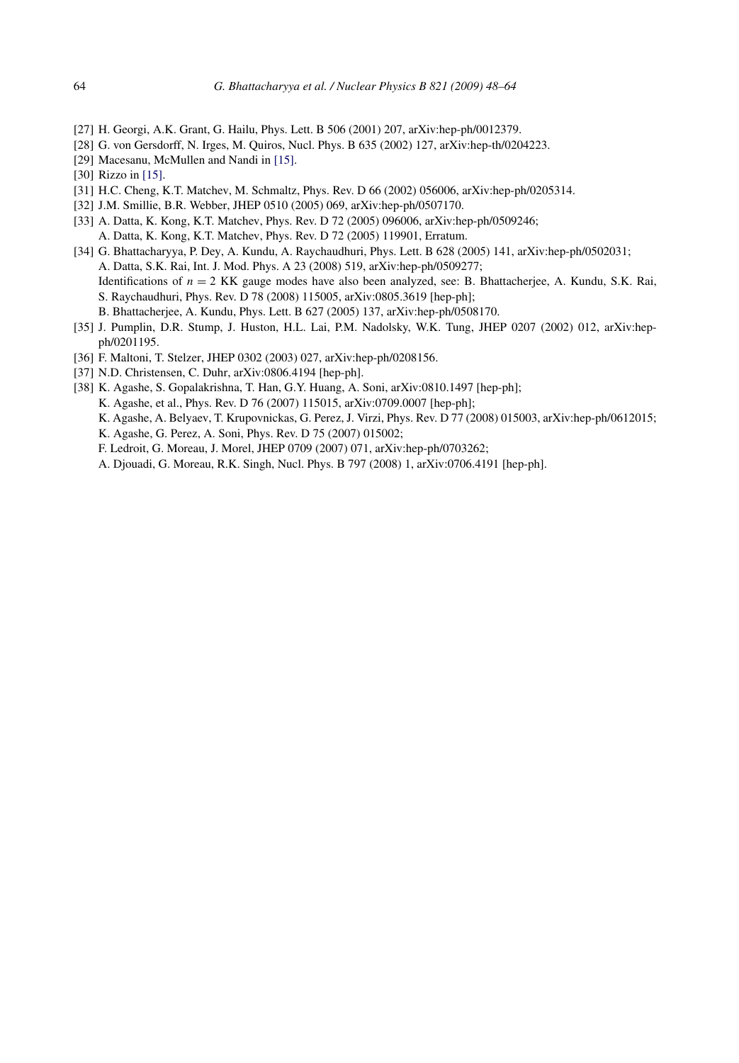[27] H. Georgi, A.K. Grant, G. Hailu, Phys. Lett. B 506 (2001) 207, arXiv:hep-ph/0012379.

[28] G. von Gersdorff, N. Irges, M. Quiros, Nucl. Phys. B 635 (2002) 127, arXiv:hep-th/0204223.

[29] Macesanu, McMullen and Nandi in [15].

[30] Rizzo in [15].

[31] H.C. Cheng, K.T. Matchev, M. Schmaltz, Phys. Rev. D 66 (2002) 056006, arXiv:hep-ph/0205314.

[32] J.M. Smillie, B.R. Webber, JHEP 0510 (2005) 069, arXiv:hep-ph/0507170.

[33] A. Datta, K. Kong, K.T. Matchev, Phys. Rev. D 72 (2005) 096006, arXiv:hep-ph/0509246;
A. Datta, K. Kong, K.T. Matchev, Phys. Rev. D 72 (2005) 119901, Erratum.

[34] G. Bhattacharyya, P. Dey, A. Kundu, A. Raychaudhuri, Phys. Lett. B 628 (2005) 141, arXiv:hep-ph/0502031;
A. Datta, S.K. Rai, Int. J. Mod. Phys. A 23 (2008) 519, arXiv:hep-ph/0509277;
Identifications of $n = 2$ KK gauge modes have also been analyzed, see: B. Bhattacherjee, A. Kundu, S.K. Rai, S. Raychaudhuri, Phys. Rev. D 78 (2008) 115005, arXiv:0805.3619 [hep-ph];
B. Bhattacherjee, A. Kundu, Phys. Lett. B 627 (2005) 137, arXiv:hep-ph/0508170.

[35] J. Pumplin, D.R. Stump, J. Huston, H.L. Lai, P.M. Nadolsky, W.K. Tung, JHEP 0207 (2002) 012, arXiv:hep-ph/0201195.

[36] F. Maltoni, T. Stelzer, JHEP 0302 (2003) 027, arXiv:hep-ph/0208156.

[37] N.D. Christensen, C. Duhr, arXiv:0806.4194 [hep-ph].

[38] K. Agashe, S. Gopalakrishna, T. Han, G.Y. Huang, A. Soni, arXiv:0810.1497 [hep-ph];
K. Agashe, et al., Phys. Rev. D 76 (2007) 115015, arXiv:0709.0007 [hep-ph];
K. Agashe, A. Belyaev, T. Krupovnickas, G. Perez, J. Virzi, Phys. Rev. D 77 (2008) 015003, arXiv:hep-ph/0612015;
K. Agashe, G. Perez, A. Soni, Phys. Rev. D 75 (2007) 015002;
F. Ledroit, G. Moreau, J. Morel, JHEP 0709 (2007) 071, arXiv:hep-ph/0703262;
A. Djouadi, G. Moreau, R.K. Singh, Nucl. Phys. B 797 (2008) 1, arXiv:0706.4191 [hep-ph].